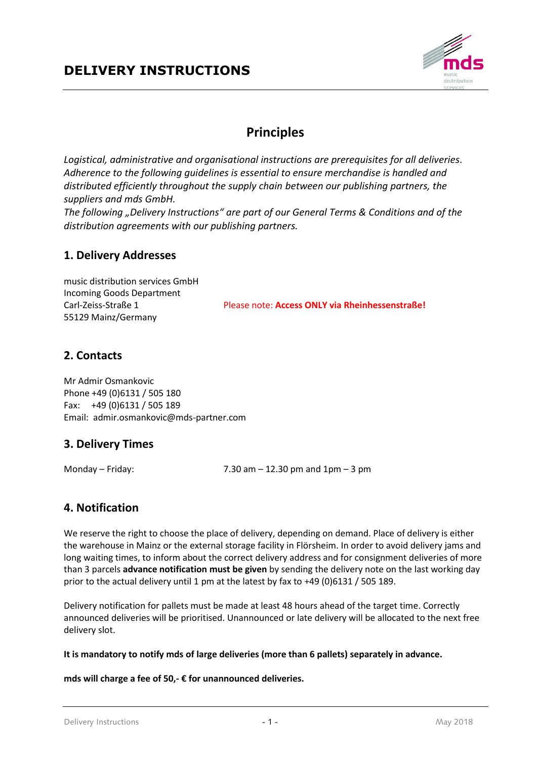# DELIVERY INSTRUCTIONS

## Principles

*Logistical, administrative and organisational instructions are prerequisites for all deliveries. Adherence to the following guidelines is essential to ensure merchandise is handled and distributed efficiently throughout the supply chain between our publishing partners, the suppliers and mds GmbH.*
*The following „Delivery Instructions" are part of our General Terms & Conditions and of the distribution agreements with our publishing partners.*

### 1. Delivery Addresses

music distribution services GmbH
Incoming Goods Department
Carl-Zeiss-Straße 1
55129 Mainz/Germany

Please note: **Access ONLY via Rheinhessenstraße!**

### 2. Contacts

Mr Admir Osmankovic
Phone +49 (0)6131 / 505 180
Fax: +49 (0)6131 / 505 189
Email: admir.osmankovic@mds-partner.com

### 3. Delivery Times

Monday – Friday: 7.30 am – 12.30 pm and 1pm – 3 pm

### 4. Notification

We reserve the right to choose the place of delivery, depending on demand. Place of delivery is either the warehouse in Mainz or the external storage facility in Flörsheim. In order to avoid delivery jams and long waiting times, to inform about the correct delivery address and for consignment deliveries of more than 3 parcels **advance notification must be given** by sending the delivery note on the last working day prior to the actual delivery until 1 pm at the latest by fax to +49 (0)6131 / 505 189.

Delivery notification for pallets must be made at least 48 hours ahead of the target time. Correctly announced deliveries will be prioritised. Unannounced or late delivery will be allocated to the next free delivery slot.

**It is mandatory to notify mds of large deliveries (more than 6 pallets) separately in advance.**

**mds will charge a fee of 50,- € for unannounced deliveries.**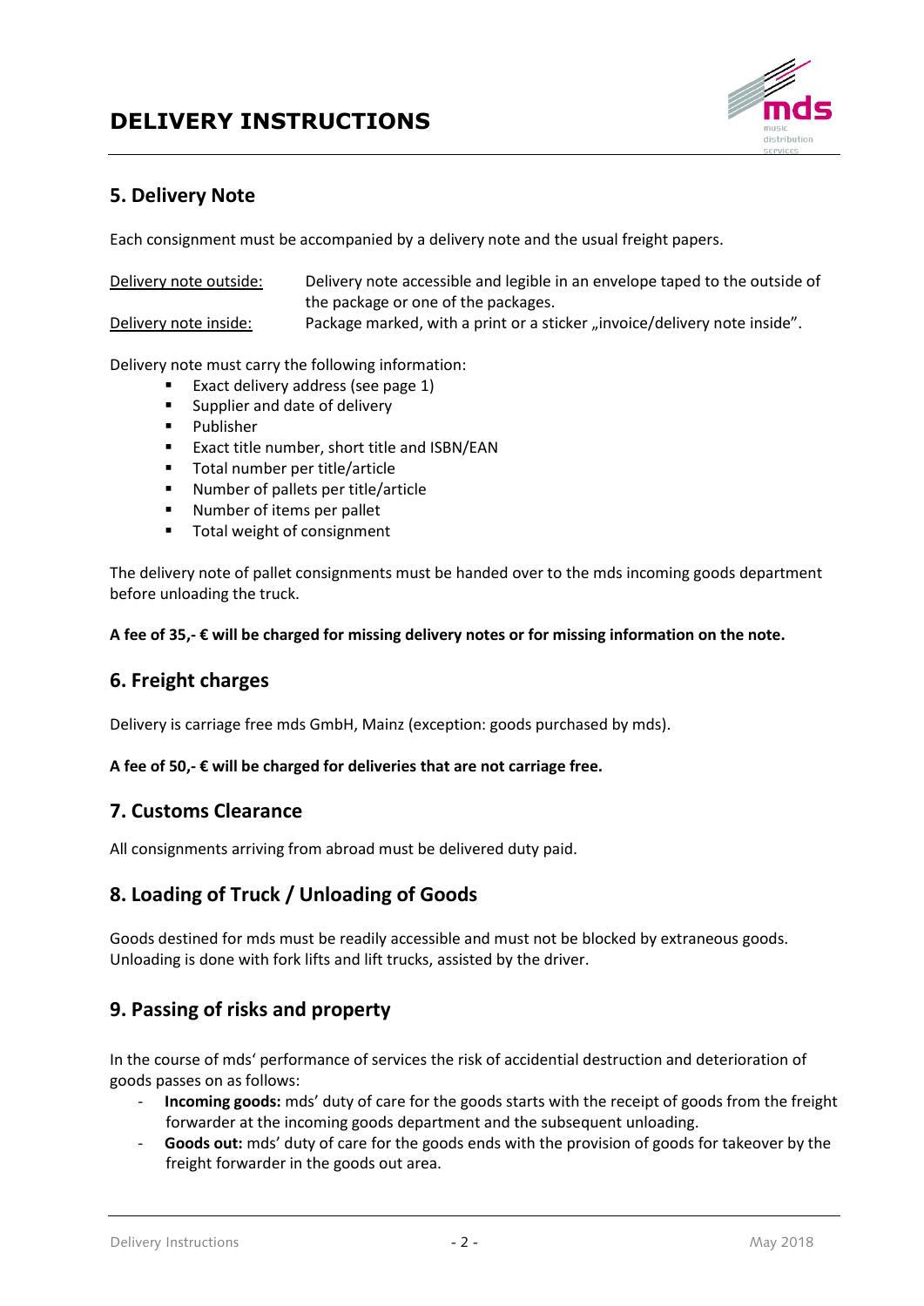# DELIVERY INSTRUCTIONS

## 5. Delivery Note

Each consignment must be accompanied by a delivery note and the usual freight papers.

| | |
|---|---|
| Delivery note outside: | Delivery note accessible and legible in an envelope taped to the outside of the package or one of the packages. |
| Delivery note inside: | Package marked, with a print or a sticker „invoice/delivery note inside". |

Delivery note must carry the following information:

- Exact delivery address (see page 1)
- Supplier and date of delivery
- Publisher
- Exact title number, short title and ISBN/EAN
- Total number per title/article
- Number of pallets per title/article
- Number of items per pallet
- Total weight of consignment

The delivery note of pallet consignments must be handed over to the mds incoming goods department before unloading the truck.

**A fee of 35,- € will be charged for missing delivery notes or for missing information on the note.**

## 6. Freight charges

Delivery is carriage free mds GmbH, Mainz (exception: goods purchased by mds).

**A fee of 50,- € will be charged for deliveries that are not carriage free.**

## 7. Customs Clearance

All consignments arriving from abroad must be delivered duty paid.

## 8. Loading of Truck / Unloading of Goods

Goods destined for mds must be readily accessible and must not be blocked by extraneous goods. Unloading is done with fork lifts and lift trucks, assisted by the driver.

## 9. Passing of risks and property

In the course of mds' performance of services the risk of accidental destruction and deterioration of goods passes on as follows:

- **Incoming goods:** mds' duty of care for the goods starts with the receipt of goods from the freight forwarder at the incoming goods department and the subsequent unloading.
- **Goods out:** mds' duty of care for the goods ends with the provision of goods for takeover by the freight forwarder in the goods out area.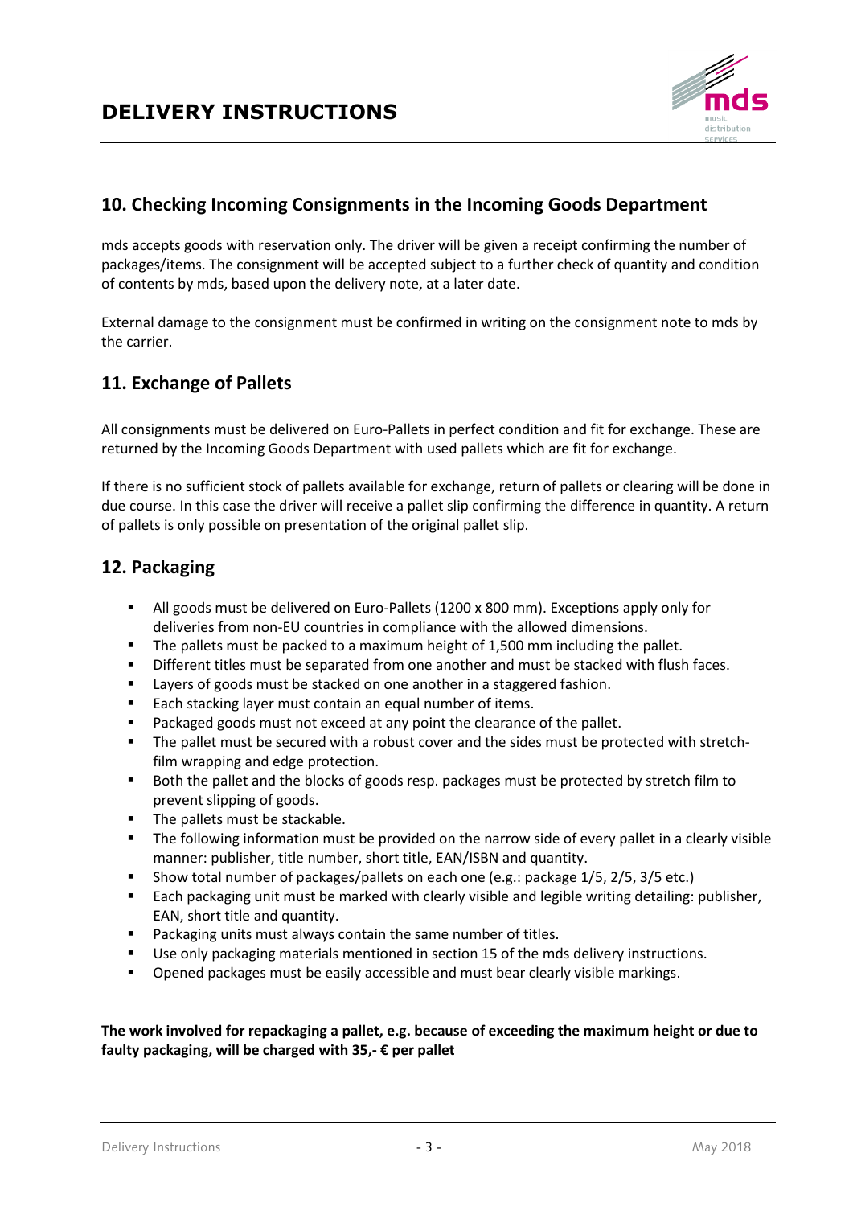## 10. Checking Incoming Consignments in the Incoming Goods Department

mds accepts goods with reservation only. The driver will be given a receipt confirming the number of packages/items. The consignment will be accepted subject to a further check of quantity and condition of contents by mds, based upon the delivery note, at a later date.

External damage to the consignment must be confirmed in writing on the consignment note to mds by the carrier.

## 11. Exchange of Pallets

All consignments must be delivered on Euro-Pallets in perfect condition and fit for exchange. These are returned by the Incoming Goods Department with used pallets which are fit for exchange.

If there is no sufficient stock of pallets available for exchange, return of pallets or clearing will be done in due course. In this case the driver will receive a pallet slip confirming the difference in quantity. A return of pallets is only possible on presentation of the original pallet slip.

## 12. Packaging

- All goods must be delivered on Euro-Pallets (1200 x 800 mm). Exceptions apply only for deliveries from non-EU countries in compliance with the allowed dimensions.
- The pallets must be packed to a maximum height of 1,500 mm including the pallet.
- Different titles must be separated from one another and must be stacked with flush faces.
- Layers of goods must be stacked on one another in a staggered fashion.
- Each stacking layer must contain an equal number of items.
- Packaged goods must not exceed at any point the clearance of the pallet.
- The pallet must be secured with a robust cover and the sides must be protected with stretch-film wrapping and edge protection.
- Both the pallet and the blocks of goods resp. packages must be protected by stretch film to prevent slipping of goods.
- The pallets must be stackable.
- The following information must be provided on the narrow side of every pallet in a clearly visible manner: publisher, title number, short title, EAN/ISBN and quantity.
- Show total number of packages/pallets on each one (e.g.: package 1/5, 2/5, 3/5 etc.)
- Each packaging unit must be marked with clearly visible and legible writing detailing: publisher, EAN, short title and quantity.
- Packaging units must always contain the same number of titles.
- Use only packaging materials mentioned in section 15 of the mds delivery instructions.
- Opened packages must be easily accessible and must bear clearly visible markings.

**The work involved for repackaging a pallet, e.g. because of exceeding the maximum height or due to faulty packaging, will be charged with 35,- € per pallet**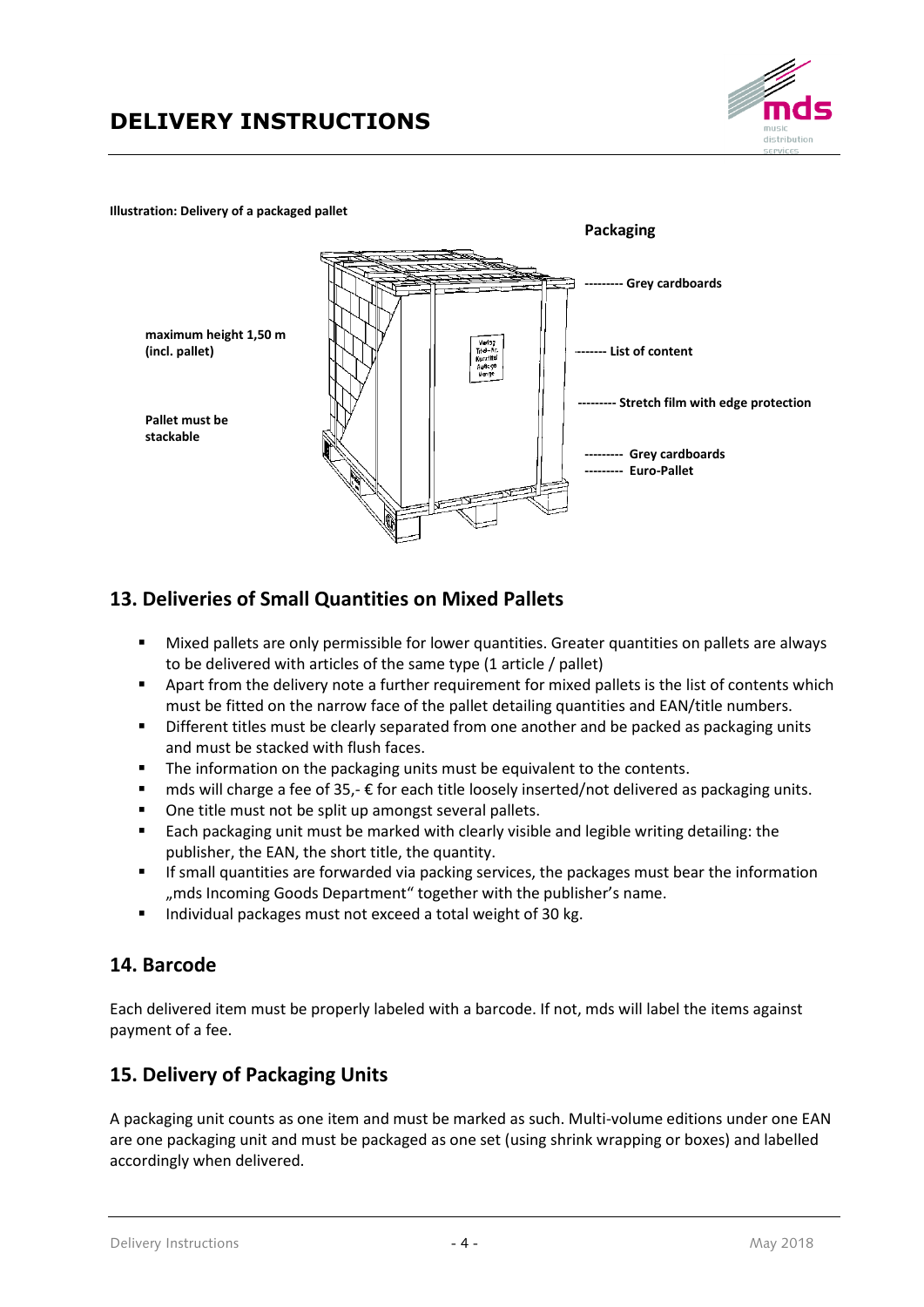# DELIVERY INSTRUCTIONS

**Illustration: Delivery of a packaged pallet**

**maximum height 1,50 m (incl. pallet)**

**Pallet must be stackable**

**Packaging**

**--------- Grey cardboards**

**------- List of content**

**--------- Stretch film with edge protection**

**--------- Grey cardboards**

**--------- Euro-Pallet**

## 13. Deliveries of Small Quantities on Mixed Pallets

- Mixed pallets are only permissible for lower quantities. Greater quantities on pallets are always to be delivered with articles of the same type (1 article / pallet)
- Apart from the delivery note a further requirement for mixed pallets is the list of contents which must be fitted on the narrow face of the pallet detailing quantities and EAN/title numbers.
- Different titles must be clearly separated from one another and be packed as packaging units and must be stacked with flush faces.
- The information on the packaging units must be equivalent to the contents.
- mds will charge a fee of 35,- € for each title loosely inserted/not delivered as packaging units.
- One title must not be split up amongst several pallets.
- Each packaging unit must be marked with clearly visible and legible writing detailing: the publisher, the EAN, the short title, the quantity.
- If small quantities are forwarded via packing services, the packages must bear the information „mds Incoming Goods Department" together with the publisher's name.
- Individual packages must not exceed a total weight of 30 kg.

## 14. Barcode

Each delivered item must be properly labeled with a barcode. If not, mds will label the items against payment of a fee.

## 15. Delivery of Packaging Units

A packaging unit counts as one item and must be marked as such. Multi-volume editions under one EAN are one packaging unit and must be packaged as one set (using shrink wrapping or boxes) and labelled accordingly when delivered.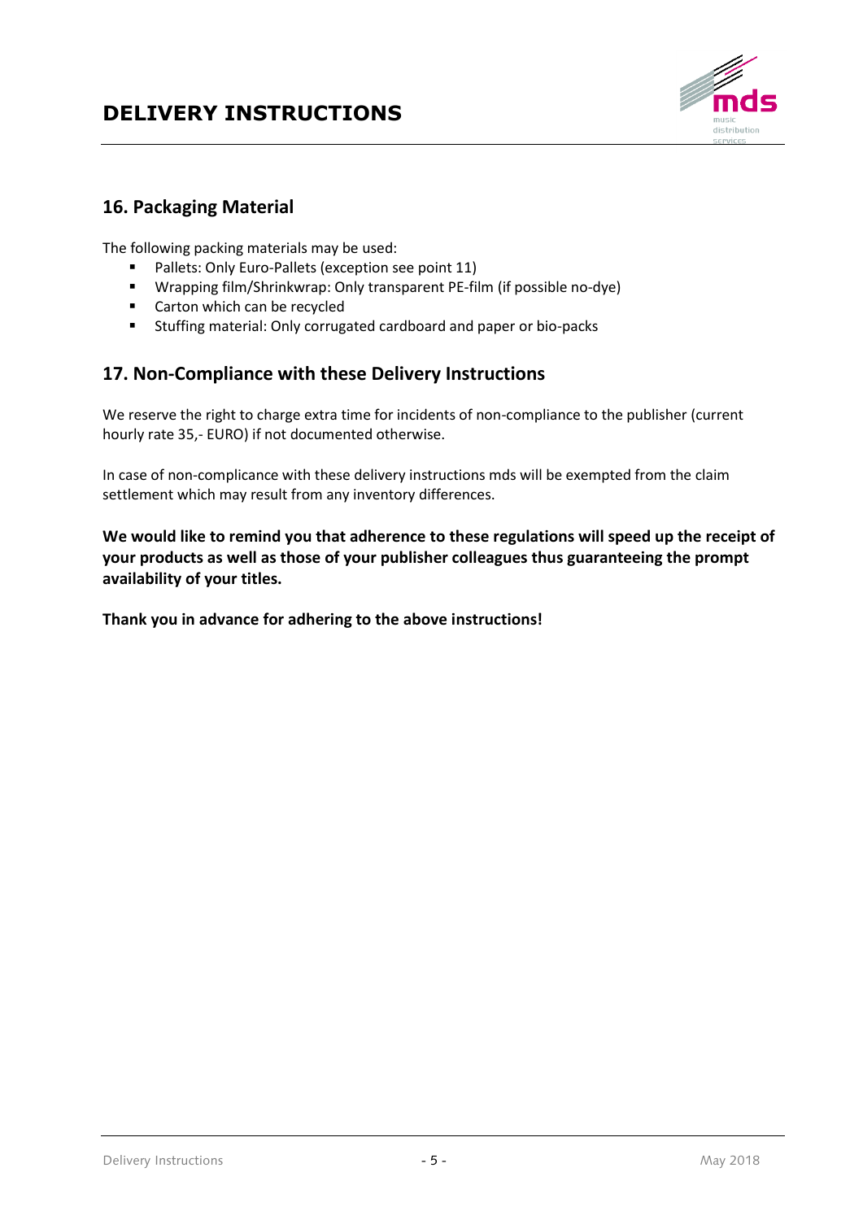## 16. Packaging Material

The following packing materials may be used:

- Pallets: Only Euro-Pallets (exception see point 11)
- Wrapping film/Shrinkwrap: Only transparent PE-film (if possible no-dye)
- Carton which can be recycled
- Stuffing material: Only corrugated cardboard and paper or bio-packs

## 17. Non-Compliance with these Delivery Instructions

We reserve the right to charge extra time for incidents of non-compliance to the publisher (current hourly rate 35,- EURO) if not documented otherwise.

In case of non-complicance with these delivery instructions mds will be exempted from the claim settlement which may result from any inventory differences.

**We would like to remind you that adherence to these regulations will speed up the receipt of your products as well as those of your publisher colleagues thus guaranteeing the prompt availability of your titles.**

**Thank you in advance for adhering to the above instructions!**